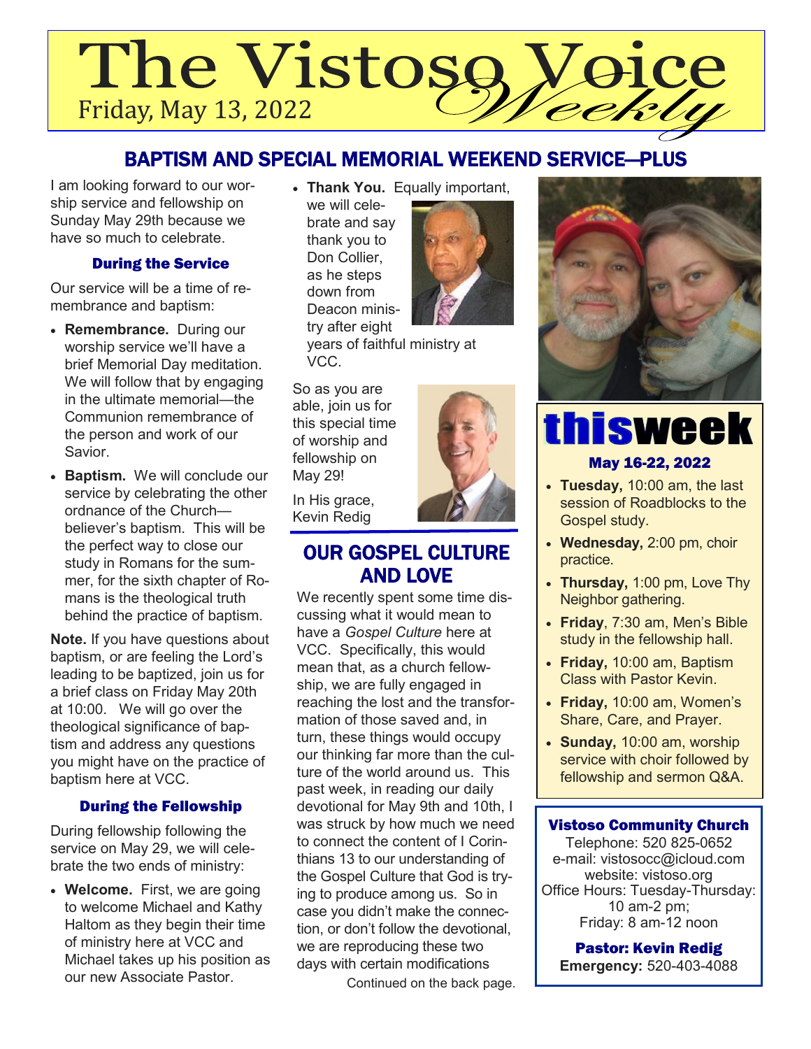# The Vistoso Voice *Weekly*

Friday, May 13, 2022

## BAPTISM AND SPECIAL MEMORIAL WEEKEND SERVICE—PLUS

I am looking forward to our worship service and fellowship on Sunday May 29th because we have so much to celebrate.

### During the Service

Our service will be a time of remembrance and baptism:

- **Remembrance.** During our worship service we'll have a brief Memorial Day meditation. We will follow that by engaging in the ultimate memorial—the Communion remembrance of the person and work of our Savior.
- **Baptism.** We will conclude our service by celebrating the other ordnance of the Church—believer's baptism. This will be the perfect way to close our study in Romans for the summer, for the sixth chapter of Romans is the theological truth behind the practice of baptism.

**Note.** If you have questions about baptism, or are feeling the Lord's leading to be baptized, join us for a brief class on Friday May 20th at 10:00. We will go over the theological significance of baptism and address any questions you might have on the practice of baptism here at VCC.

### During the Fellowship

During fellowship following the service on May 29, we will celebrate the two ends of ministry:

- **Welcome.** First, we are going to welcome Michael and Kathy Haltom as they begin their time of ministry here at VCC and Michael takes up his position as our new Associate Pastor.
- **Thank You.** Equally important, we will celebrate and say thank you to Don Collier, as he steps down from Deacon ministry after eight years of faithful ministry at VCC.

So as you are able, join us for this special time of worship and fellowship on May 29!

In His grace,
Kevin Redig

## OUR GOSPEL CULTURE AND LOVE

We recently spent some time discussing what it would mean to have a *Gospel Culture* here at VCC. Specifically, this would mean that, as a church fellowship, we are fully engaged in reaching the lost and the transformation of those saved and, in turn, these things would occupy our thinking far more than the culture of the world around us. This past week, in reading our daily devotional for May 9th and 10th, I was struck by how much we need to connect the content of I Corinthians 13 to our understanding of the Gospel Culture that God is trying to produce among us. So in case you didn't make the connection, or don't follow the devotional, we are reproducing these two days with certain modifications

Continued on the back page.

## thisweek

**May 16-22, 2022**

- **Tuesday,** 10:00 am, the last session of Roadblocks to the Gospel study.
- **Wednesday,** 2:00 pm, choir practice.
- **Thursday,** 1:00 pm, Love Thy Neighbor gathering.
- **Friday**, 7:30 am, Men's Bible study in the fellowship hall.
- **Friday,** 10:00 am, Baptism Class with Pastor Kevin.
- **Friday,** 10:00 am, Women's Share, Care, and Prayer.
- **Sunday,** 10:00 am, worship service with choir followed by fellowship and sermon Q&A.

### Vistoso Community Church

Telephone: 520 825-0652
e-mail: vistosocc@icloud.com
website: vistoso.org
Office Hours: Tuesday-Thursday: 10 am-2 pm;
Friday: 8 am-12 noon

**Pastor: Kevin Redig**
**Emergency:** 520-403-4088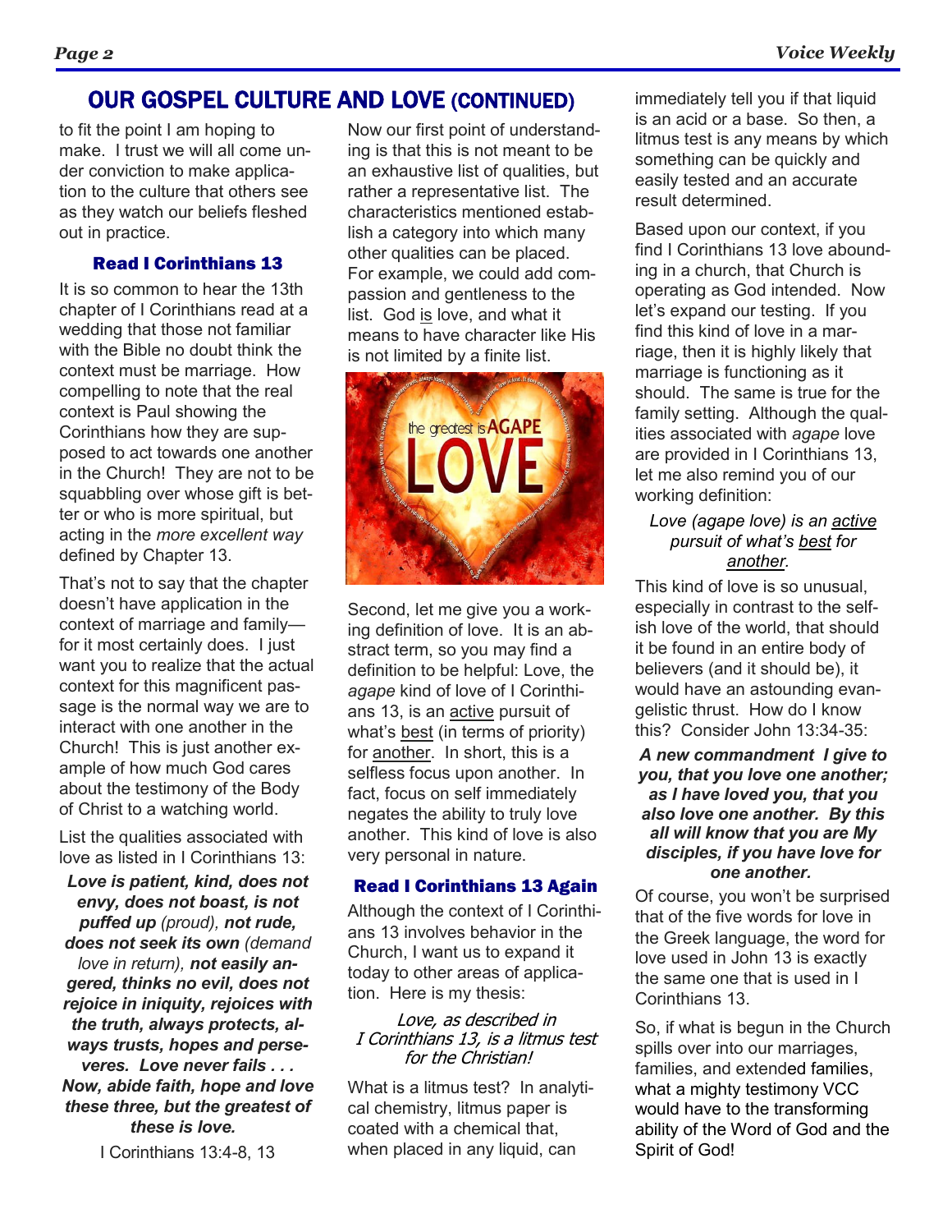## OUR GOSPEL CULTURE AND LOVE (CONTINUED)

to fit the point I am hoping to make. I trust we will all come under conviction to make application to the culture that others see as they watch our beliefs fleshed out in practice.

### Read I Corinthians 13

It is so common to hear the 13th chapter of I Corinthians read at a wedding that those not familiar with the Bible no doubt think the context must be marriage. How compelling to note that the real context is Paul showing the Corinthians how they are supposed to act towards one another in the Church! They are not to be squabbling over whose gift is better or who is more spiritual, but acting in the *more excellent way* defined by Chapter 13.

That's not to say that the chapter doesn't have application in the context of marriage and family—for it most certainly does. I just want you to realize that the actual context for this magnificent passage is the normal way we are to interact with one another in the Church! This is just another example of how much God cares about the testimony of the Body of Christ to a watching world.

List the qualities associated with love as listed in I Corinthians 13:

***Love is patient, kind, does not envy, does not boast, is not puffed up*** *(proud),* ***not rude, does not seek its own*** *(demand love in return),* ***not easily angered, thinks no evil, does not rejoice in iniquity, rejoices with the truth, always protects, always trusts, hopes and perseveres. Love never fails . . . Now, abide faith, hope and love these three, but the greatest of these is love.***

I Corinthians 13:4-8, 13

Now our first point of understanding is that this is not meant to be an exhaustive list of qualities, but rather a representative list. The characteristics mentioned establish a category into which many other qualities can be placed. For example, we could add compassion and gentleness to the list. God <u>is</u> love, and what it means to have character like His is not limited by a finite list.

Second, let me give you a working definition of love. It is an abstract term, so you may find a definition to be helpful: Love, the *agape* kind of love of I Corinthians 13, is an <u>active</u> pursuit of what's <u>best</u> (in terms of priority) for <u>another</u>. In short, this is a selfless focus upon another. In fact, focus on self immediately negates the ability to truly love another. This kind of love is also very personal in nature.

### Read I Corinthians 13 Again

Although the context of I Corinthians 13 involves behavior in the Church, I want us to expand it today to other areas of application. Here is my thesis:

*Love, as described in I Corinthians 13, is a litmus test for the Christian!*

What is a litmus test? In analytical chemistry, litmus paper is coated with a chemical that, when placed in any liquid, can immediately tell you if that liquid is an acid or a base. So then, a litmus test is any means by which something can be quickly and easily tested and an accurate result determined.

Based upon our context, if you find I Corinthians 13 love abounding in a church, that Church is operating as God intended. Now let's expand our testing. If you find this kind of love in a marriage, then it is highly likely that marriage is functioning as it should. The same is true for the family setting. Although the qualities associated with *agape* love are provided in I Corinthians 13, let me also remind you of our working definition:

*Love (agape love) is an <u>active</u> pursuit of what's <u>best</u> for <u>another</u>.*

This kind of love is so unusual, especially in contrast to the selfish love of the world, that should it be found in an entire body of believers (and it should be), it would have an astounding evangelistic thrust. How do I know this? Consider John 13:34-35:

***A new commandment I give to you, that you love one another; as I have loved you, that you also love one another. By this all will know that you are My disciples, if you have love for one another.***

Of course, you won't be surprised that of the five words for love in the Greek language, the word for love used in John 13 is exactly the same one that is used in I Corinthians 13.

So, if what is begun in the Church spills over into our marriages, families, and extended families, what a mighty testimony VCC would have to the transforming ability of the Word of God and the Spirit of God!